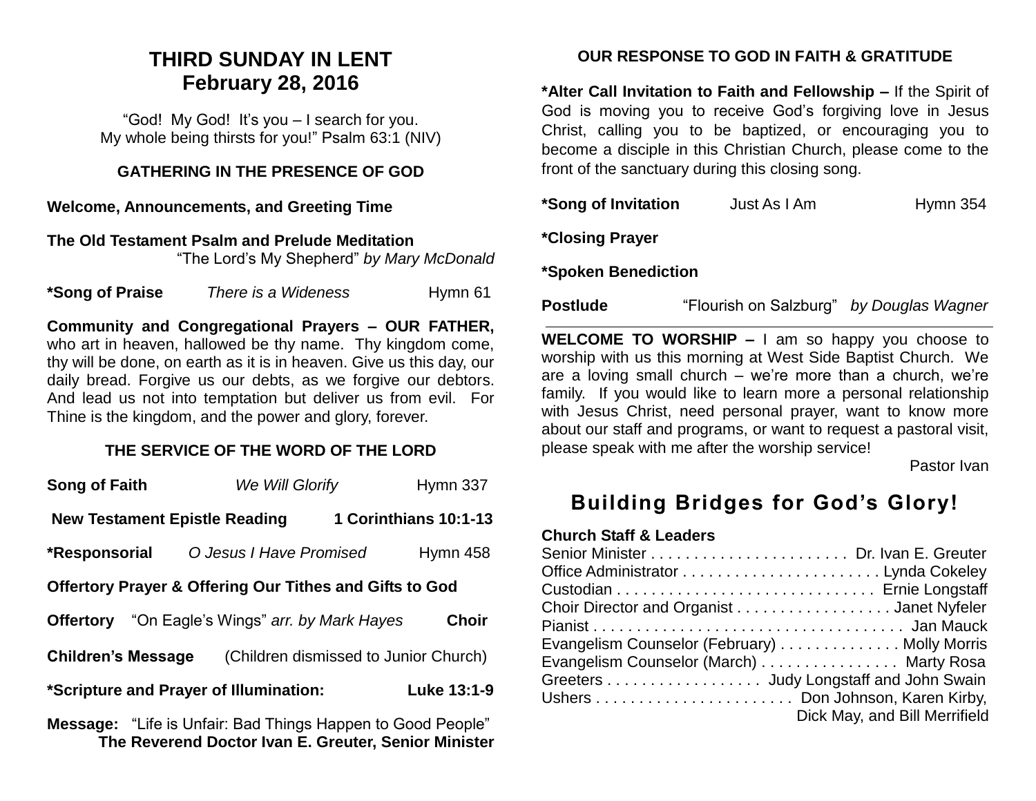# THIRD SUNDAY IN LENT
# February 28, 2016

"God! My God! It's you – I search for you.
My whole being thirsts for you!" Psalm 63:1 (NIV)

## GATHERING IN THE PRESENCE OF GOD

**Welcome, Announcements, and Greeting Time**

**The Old Testament Psalm and Prelude Meditation**
"The Lord's My Shepherd" *by Mary McDonald*

**\*Song of Praise** *There is a Wideness* Hymn 61

**Community and Congregational Prayers – OUR FATHER,** who art in heaven, hallowed be thy name. Thy kingdom come, thy will be done, on earth as it is in heaven. Give us this day, our daily bread. Forgive us our debts, as we forgive our debtors. And lead us not into temptation but deliver us from evil. For Thine is the kingdom, and the power and glory, forever.

## THE SERVICE OF THE WORD OF THE LORD

**Song of Faith** *We Will Glorify* Hymn 337

**New Testament Epistle Reading** **1 Corinthians 10:1-13**

**\*Responsorial** *O Jesus I Have Promised* Hymn 458

**Offertory Prayer & Offering Our Tithes and Gifts to God**

**Offertory** "On Eagle's Wings" *arr. by Mark Hayes* **Choir**

**Children's Message** (Children dismissed to Junior Church)

**\*Scripture and Prayer of Illumination:** **Luke 13:1-9**

**Message:** "Life is Unfair: Bad Things Happen to Good People"
**The Reverend Doctor Ivan E. Greuter, Senior Minister**

## OUR RESPONSE TO GOD IN FAITH & GRATITUDE

**\*Alter Call Invitation to Faith and Fellowship –** If the Spirit of God is moving you to receive God's forgiving love in Jesus Christ, calling you to be baptized, or encouraging you to become a disciple in this Christian Church, please come to the front of the sanctuary during this closing song.

**\*Song of Invitation** Just As I Am Hymn 354

**\*Closing Prayer**

**\*Spoken Benediction**

**Postlude** "Flourish on Salzburg" *by Douglas Wagner*

---

**WELCOME TO WORSHIP –** I am so happy you choose to worship with us this morning at West Side Baptist Church. We are a loving small church – we're more than a church, we're family. If you would like to learn more a personal relationship with Jesus Christ, need personal prayer, want to know more about our staff and programs, or want to request a pastoral visit, please speak with me after the worship service!

Pastor Ivan

## Building Bridges for God's Glory!

**Church Staff & Leaders**

Senior Minister . . . . . . . . . . . . . . . . . . . . . . . Dr. Ivan E. Greuter
Office Administrator . . . . . . . . . . . . . . . . . . . . . . . Lynda Cokeley
Custodian . . . . . . . . . . . . . . . . . . . . . . . . . . . . . . Ernie Longstaff
Choir Director and Organist . . . . . . . . . . . . . . . . . . Janet Nyfeler
Pianist . . . . . . . . . . . . . . . . . . . . . . . . . . . . . . . . . . . . . Jan Mauck
Evangelism Counselor (February) . . . . . . . . . . . . . . Molly Morris
Evangelism Counselor (March) . . . . . . . . . . . . . . . . Marty Rosa
Greeters . . . . . . . . . . . . . . . . . . Judy Longstaff and John Swain
Ushers . . . . . . . . . . . . . . . . . . . . . . . Don Johnson, Karen Kirby, Dick May, and Bill Merrifield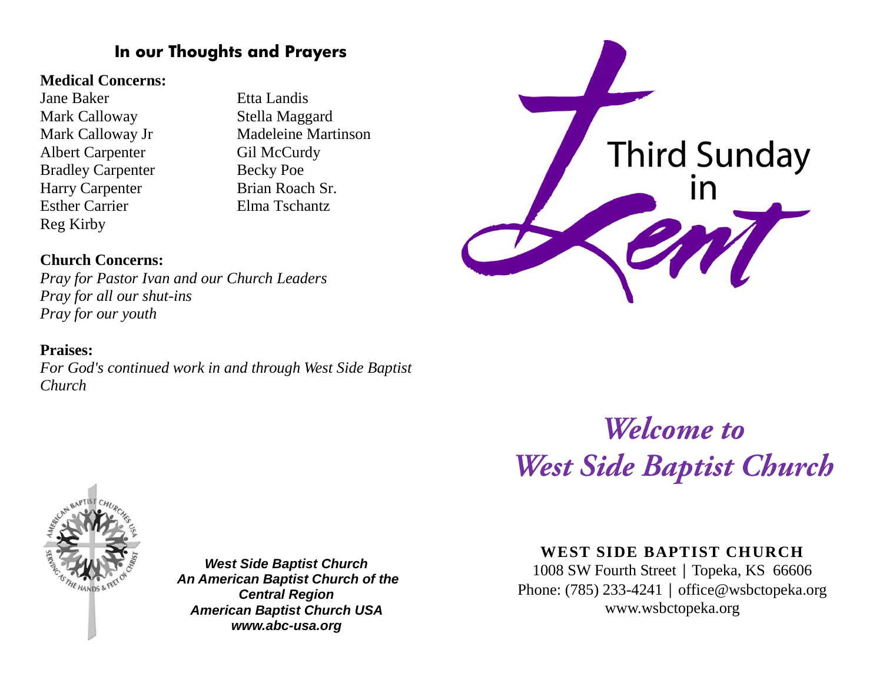## In our Thoughts and Prayers

**Medical Concerns:**

Jane Baker
Mark Calloway
Mark Calloway Jr
Albert Carpenter
Bradley Carpenter
Harry Carpenter
Esther Carrier
Reg Kirby
Etta Landis
Stella Maggard
Madeleine Martinson
Gil McCurdy
Becky Poe
Brian Roach Sr.
Elma Tschantz

**Church Concerns:**

*Pray for Pastor Ivan and our Church Leaders*
*Pray for all our shut-ins*
*Pray for our youth*

**Praises:**

*For God's continued work in and through West Side Baptist Church*

***West Side Baptist Church***
***An American Baptist Church of the Central Region***
***American Baptist Church USA***
***www.abc-usa.org***

# Third Sunday in Lent

# *Welcome to West Side Baptist Church*

**WEST SIDE BAPTIST CHURCH**
1008 SW Fourth Street | Topeka, KS 66606
Phone: (785) 233-4241 | office@wsbctopeka.org
www.wsbctopeka.org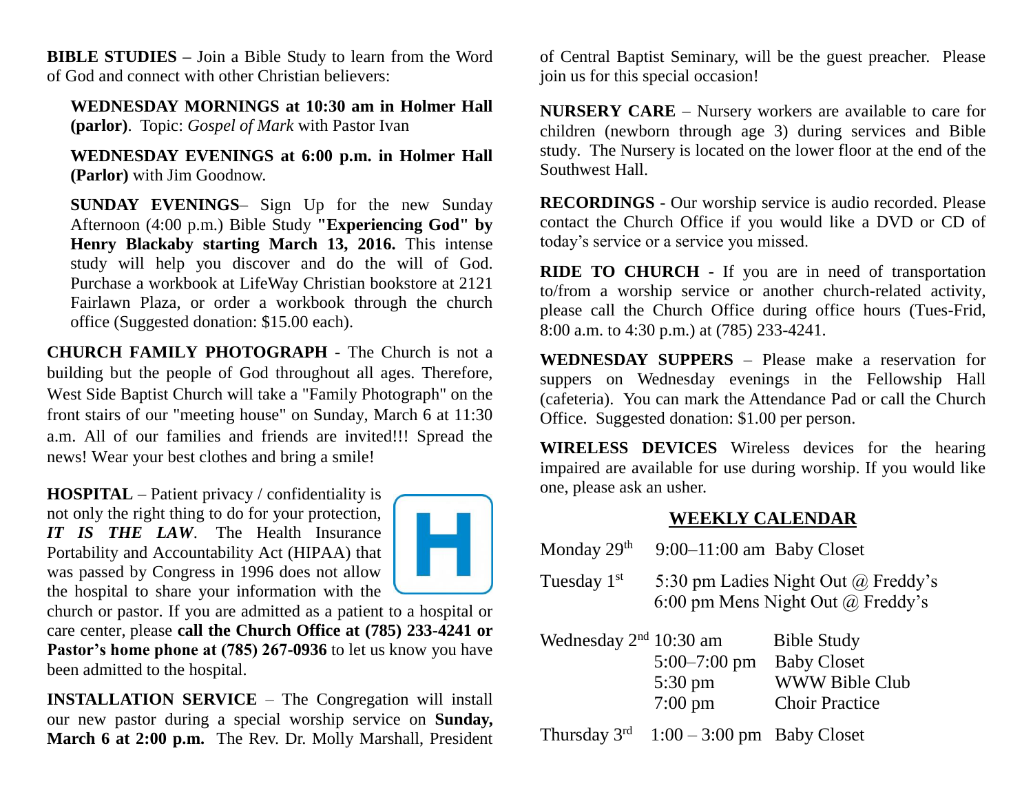**BIBLE STUDIES –** Join a Bible Study to learn from the Word of God and connect with other Christian believers:

**WEDNESDAY MORNINGS at 10:30 am in Holmer Hall (parlor)**. Topic: *Gospel of Mark* with Pastor Ivan

**WEDNESDAY EVENINGS at 6:00 p.m. in Holmer Hall (Parlor)** with Jim Goodnow.

**SUNDAY EVENINGS**– Sign Up for the new Sunday Afternoon (4:00 p.m.) Bible Study **"Experiencing God" by Henry Blackaby starting March 13, 2016.** This intense study will help you discover and do the will of God. Purchase a workbook at LifeWay Christian bookstore at 2121 Fairlawn Plaza, or order a workbook through the church office (Suggested donation: $15.00 each).

**CHURCH FAMILY PHOTOGRAPH** - The Church is not a building but the people of God throughout all ages. Therefore, West Side Baptist Church will take a "Family Photograph" on the front stairs of our "meeting house" on Sunday, March 6 at 11:30 a.m. All of our families and friends are invited!!! Spread the news! Wear your best clothes and bring a smile!

**HOSPITAL** – Patient privacy / confidentiality is not only the right thing to do for your protection, ***IT IS THE LAW***. The Health Insurance Portability and Accountability Act (HIPAA) that was passed by Congress in 1996 does not allow the hospital to share your information with the church or pastor. If you are admitted as a patient to a hospital or care center, please **call the Church Office at (785) 233-4241 or Pastor's home phone at (785) 267-0936** to let us know you have been admitted to the hospital.

**INSTALLATION SERVICE** – The Congregation will install our new pastor during a special worship service on **Sunday, March 6 at 2:00 p.m.** The Rev. Dr. Molly Marshall, President of Central Baptist Seminary, will be the guest preacher. Please join us for this special occasion!

**NURSERY CARE** – Nursery workers are available to care for children (newborn through age 3) during services and Bible study. The Nursery is located on the lower floor at the end of the Southwest Hall.

**RECORDINGS** - Our worship service is audio recorded. Please contact the Church Office if you would like a DVD or CD of today's service or a service you missed.

**RIDE TO CHURCH -** If you are in need of transportation to/from a worship service or another church-related activity, please call the Church Office during office hours (Tues-Frid, 8:00 a.m. to 4:30 p.m.) at (785) 233-4241.

**WEDNESDAY SUPPERS** – Please make a reservation for suppers on Wednesday evenings in the Fellowship Hall (cafeteria). You can mark the Attendance Pad or call the Church Office. Suggested donation: $1.00 per person.

**WIRELESS DEVICES** Wireless devices for the hearing impaired are available for use during worship. If you would like one, please ask an usher.

## WEEKLY CALENDAR

| | | |
|---|---|---|
| Monday 29th | 9:00–11:00 am | Baby Closet |
| Tuesday 1st | 5:30 pm | Ladies Night Out @ Freddy's |
| | 6:00 pm | Mens Night Out @ Freddy's |
| Wednesday 2nd | 10:30 am | Bible Study |
| | 5:00–7:00 pm | Baby Closet |
| | 5:30 pm | WWW Bible Club |
| | 7:00 pm | Choir Practice |
| Thursday 3rd | 1:00 – 3:00 pm | Baby Closet |